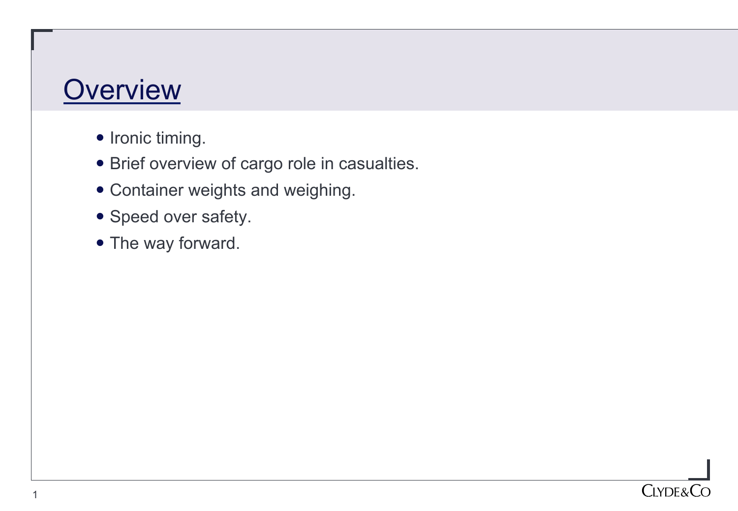# Overview

- Ironic timing.
- Brief overview of cargo role in casualties.
- Container weights and weighing.
- Speed over safety.
- The way forward.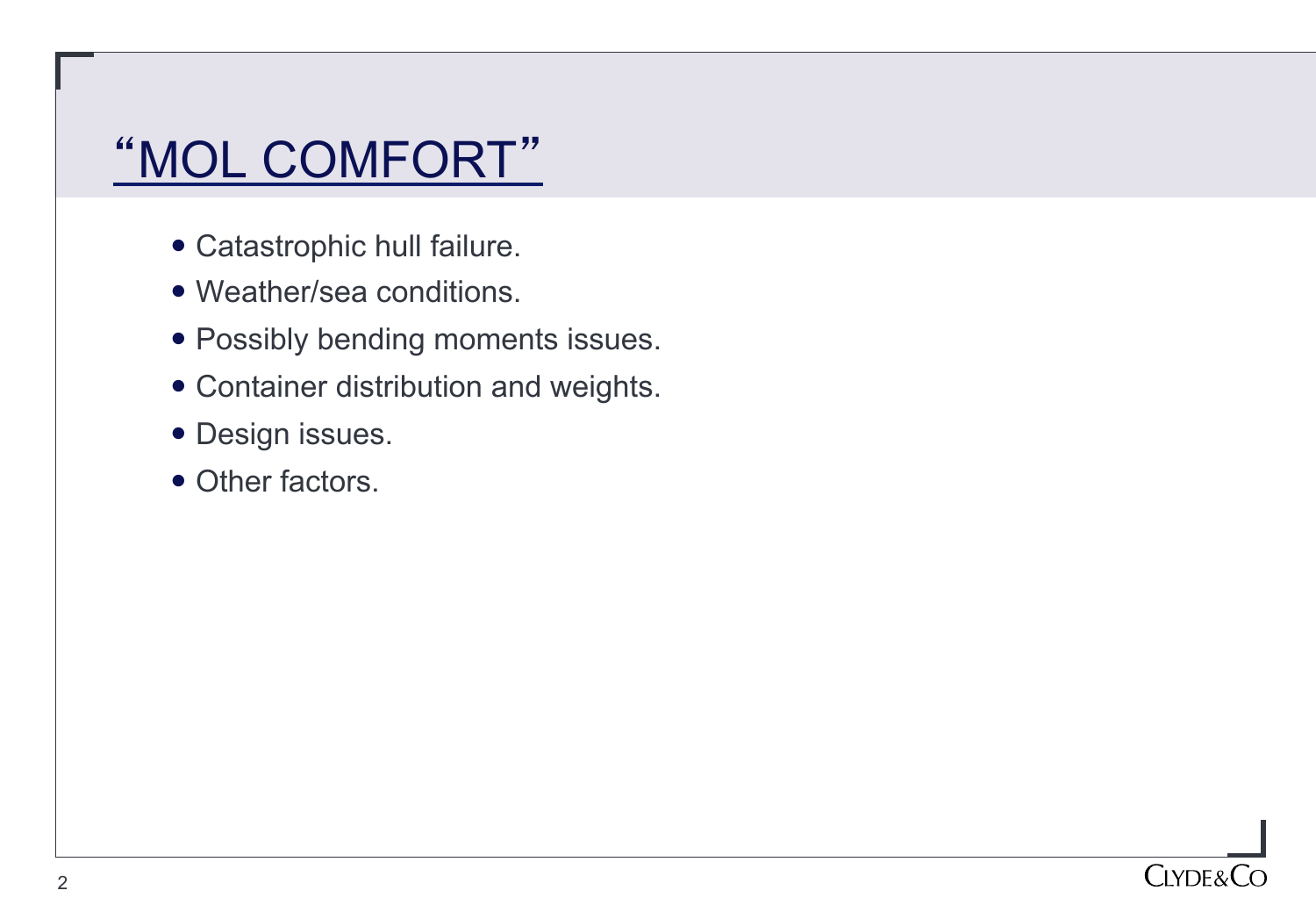# "MOL COMFORT"

- Catastrophic hull failure.
- Weather/sea conditions.
- Possibly bending moments issues.
- Container distribution and weights.
- Design issues.
- Other factors.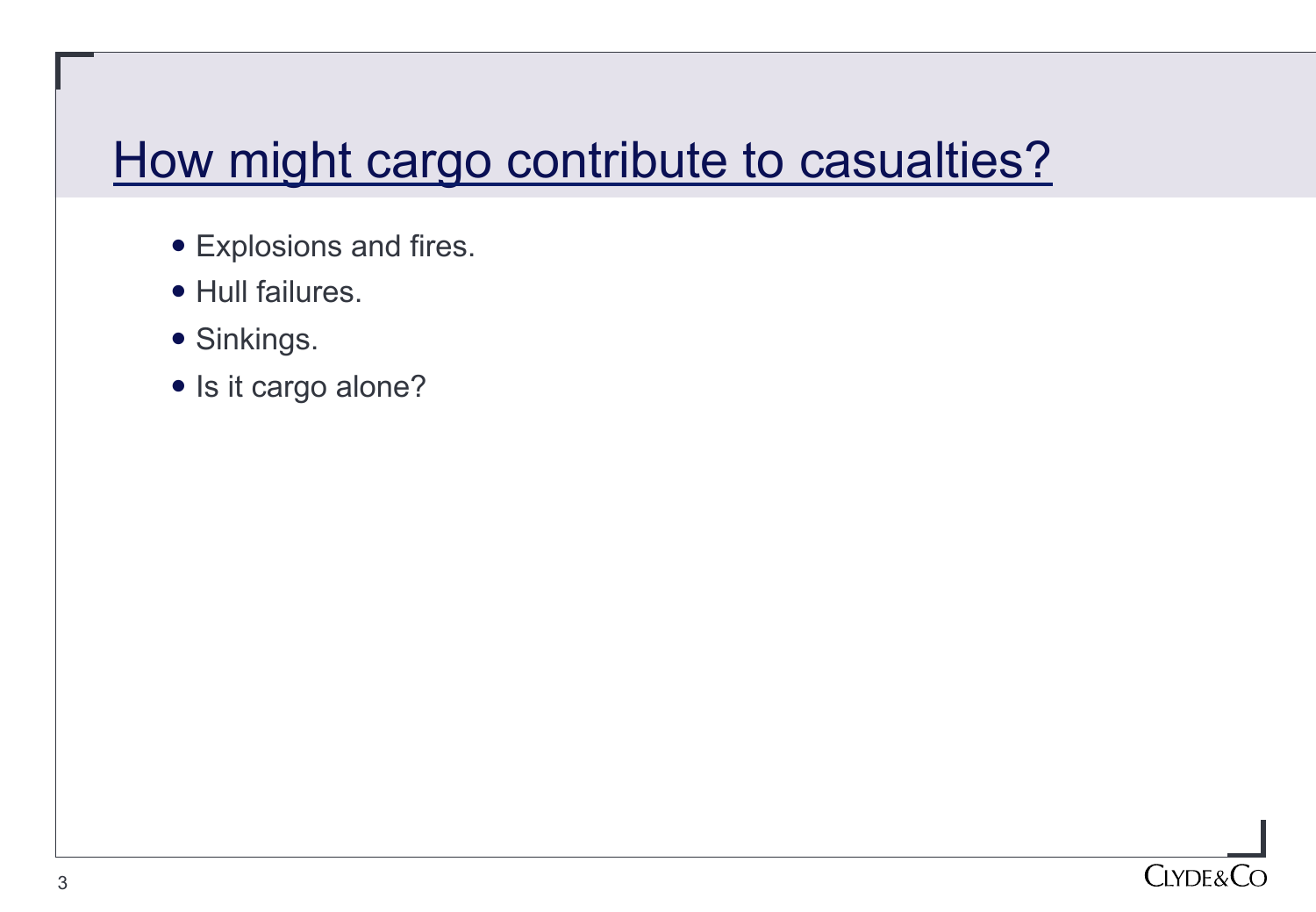# How might cargo contribute to casualties?

- Explosions and fires.
- Hull failures.
- Sinkings.
- Is it cargo alone?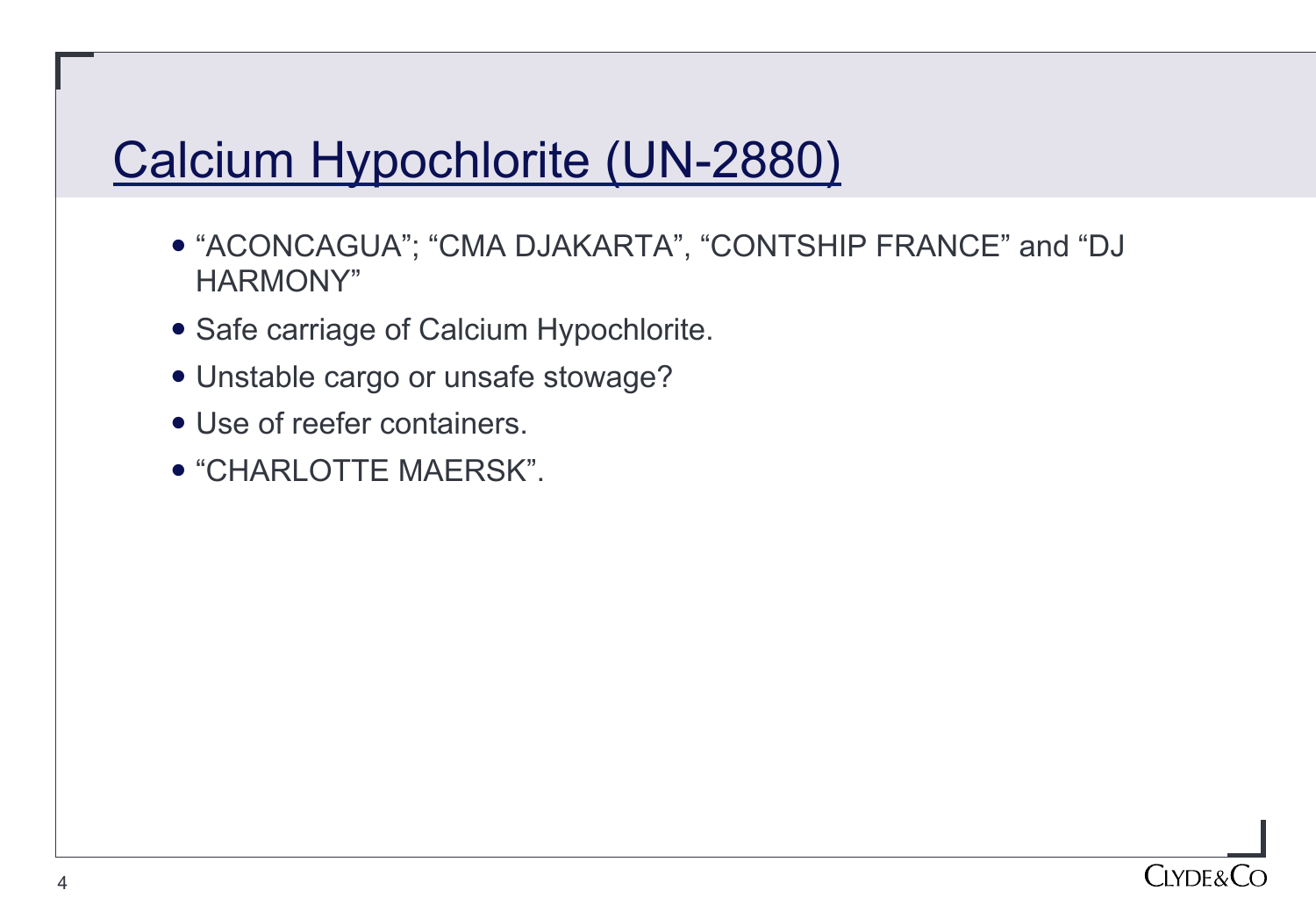# Calcium Hypochlorite (UN-2880)

- “ACONCAGUA”; “CMA DJAKARTA”, “CONTSHIP FRANCE” and “DJ HARMONY”
- Safe carriage of Calcium Hypochlorite.
- Unstable cargo or unsafe stowage?
- Use of reefer containers.
- “CHARLOTTE MAERSK”.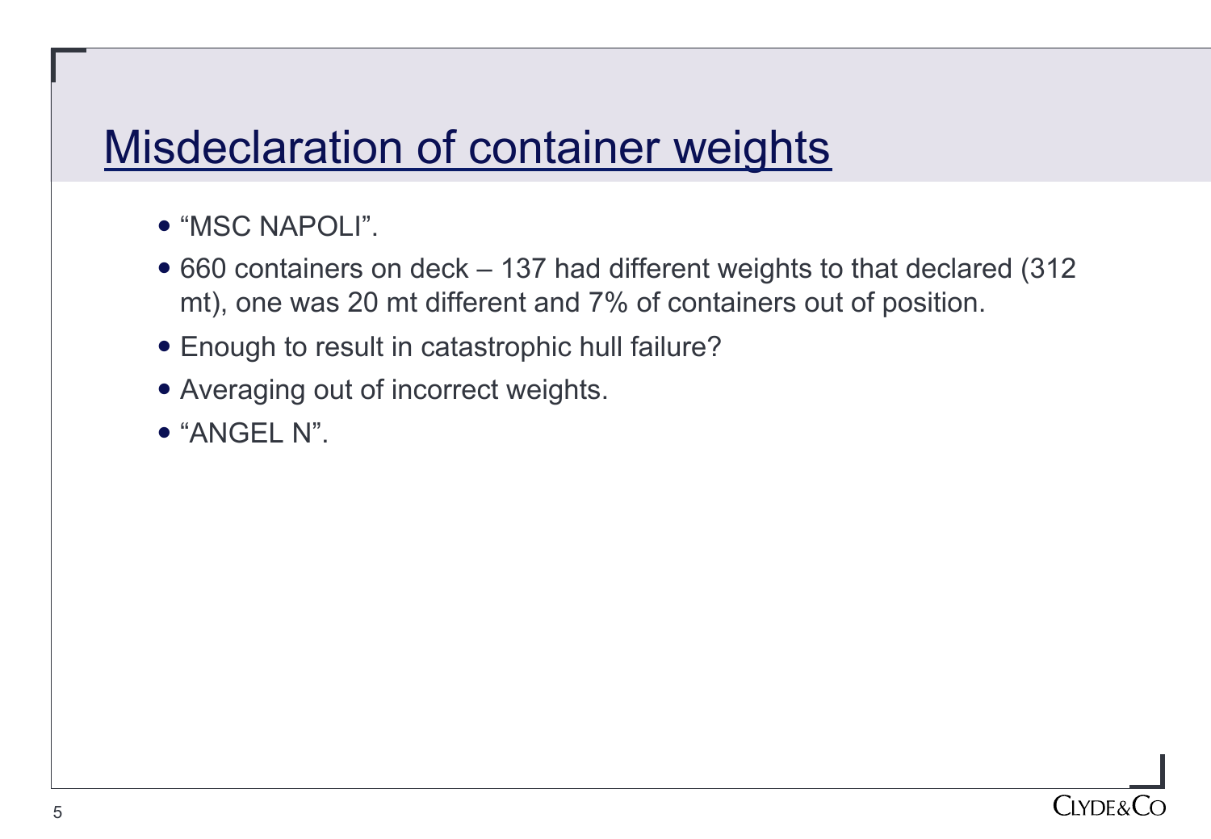# Misdeclaration of container weights

- "MSC NAPOLI".
- 660 containers on deck – 137 had different weights to that declared (312 mt), one was 20 mt different and 7% of containers out of position.
- Enough to result in catastrophic hull failure?
- Averaging out of incorrect weights.
- "ANGEL N".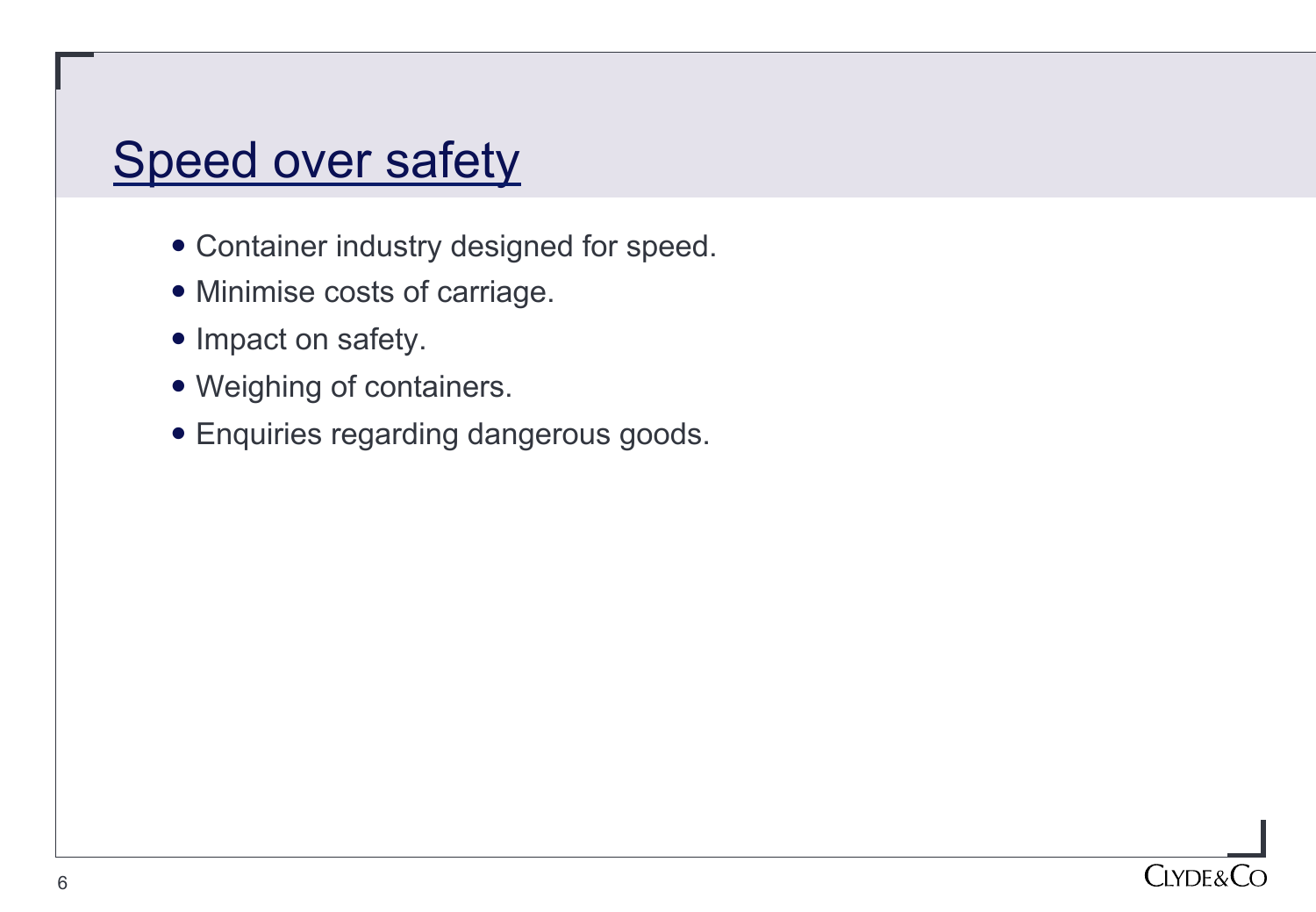# Speed over safety

- Container industry designed for speed.
- Minimise costs of carriage.
- Impact on safety.
- Weighing of containers.
- Enquiries regarding dangerous goods.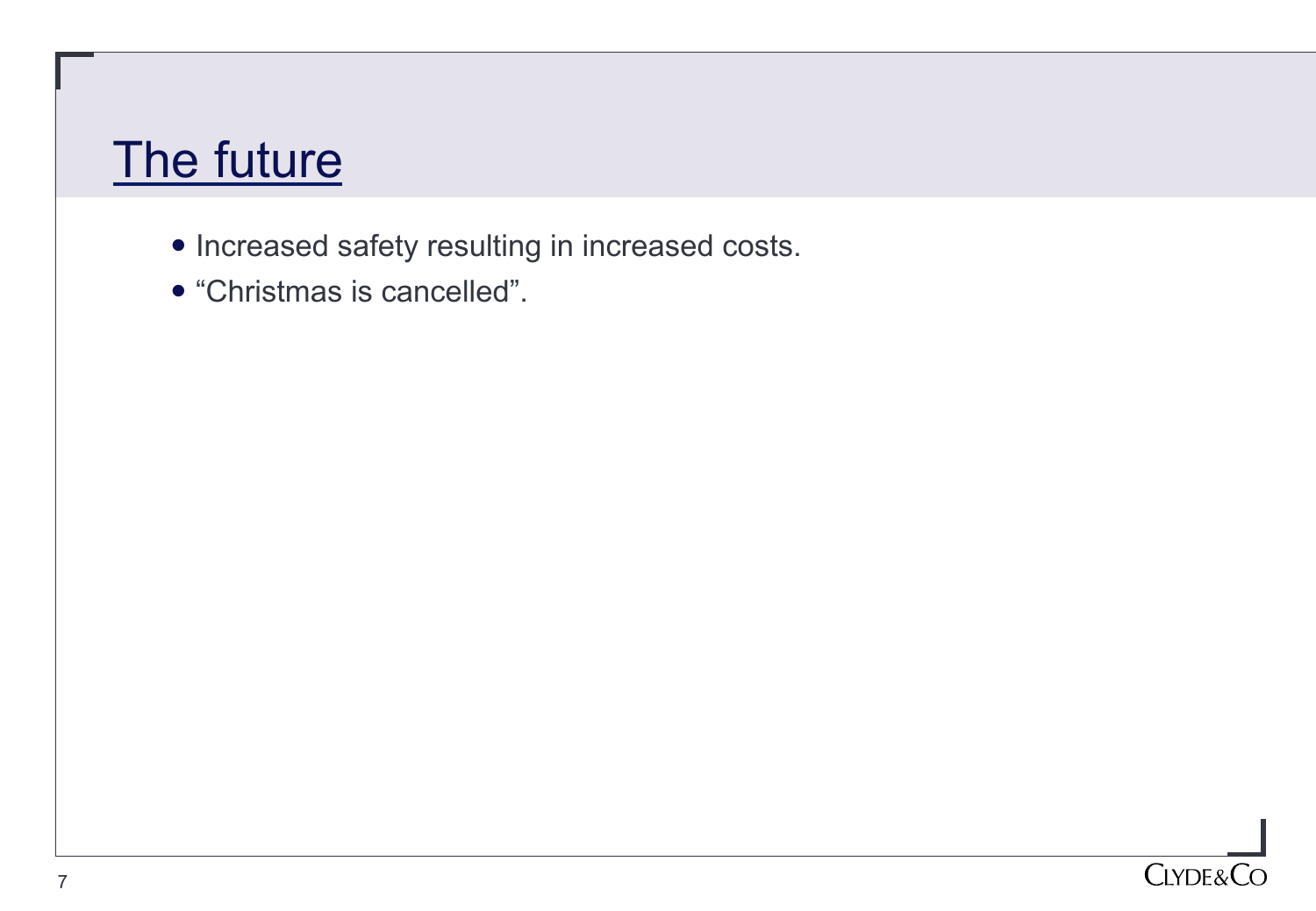# The future

- Increased safety resulting in increased costs.
- “Christmas is cancelled”.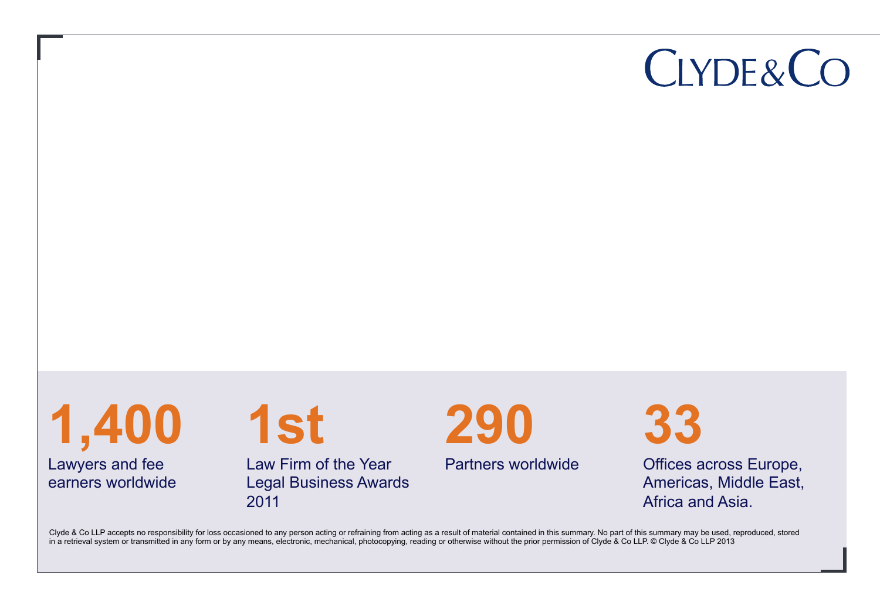CLYDE&CO

**1,400**

Lawyers and fee earners worldwide

**1st**

Law Firm of the Year Legal Business Awards 2011

**290**

Partners worldwide

**33**

Offices across Europe, Americas, Middle East, Africa and Asia.

Clyde & Co LLP accepts no responsibility for loss occasioned to any person acting or refraining from acting as a result of material contained in this summary. No part of this summary may be used, reproduced, stored in a retrieval system or transmitted in any form or by any means, electronic, mechanical, photocopying, reading or otherwise without the prior permission of Clyde & Co LLP. © Clyde & Co LLP 2013